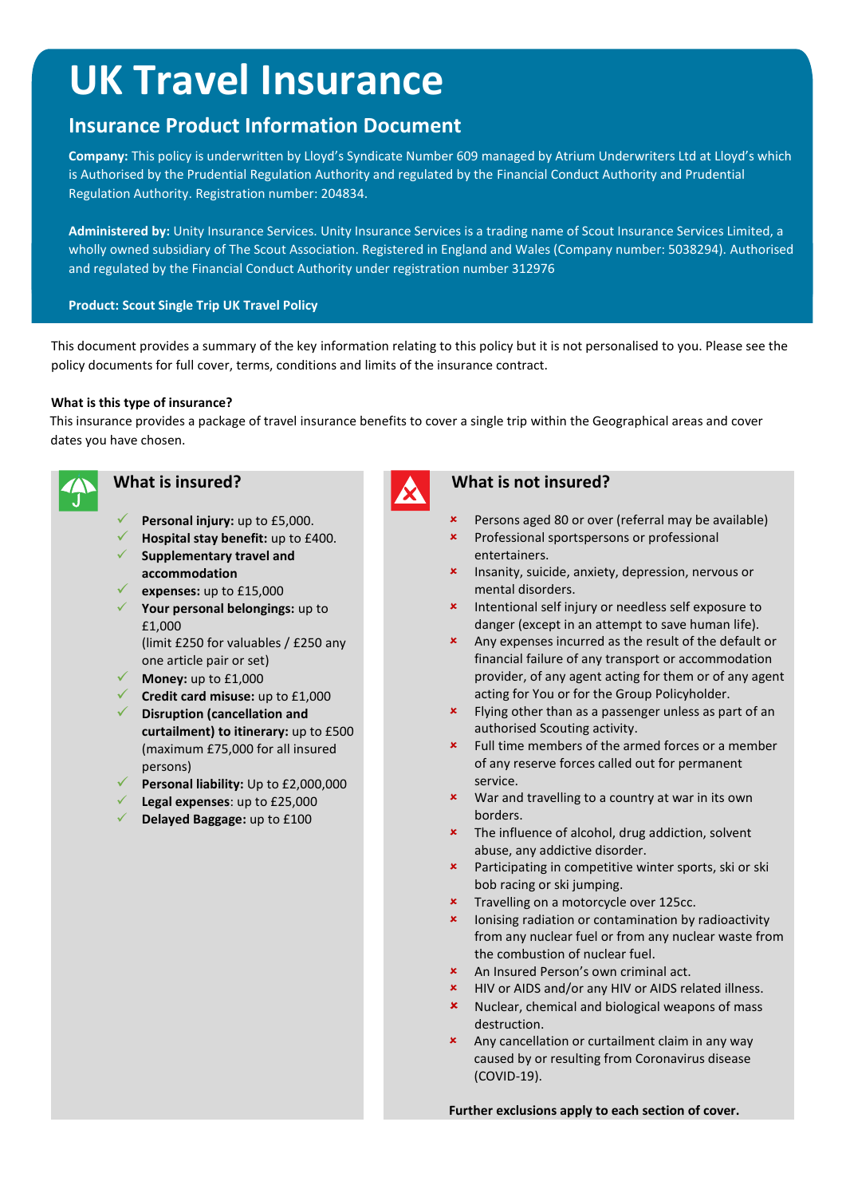# UK Travel Insurance

## Insurance Product Information Document

**Company:** This policy is underwritten by Lloyd's Syndicate Number 609 managed by Atrium Underwriters Ltd at Lloyd's which is Authorised by the Prudential Regulation Authority and regulated by the Financial Conduct Authority and Prudential Regulation Authority. Registration number: 204834.

**Administered by:** Unity Insurance Services. Unity Insurance Services is a trading name of Scout Insurance Services Limited, a wholly owned subsidiary of The Scout Association. Registered in England and Wales (Company number: 5038294). Authorised and regulated by the Financial Conduct Authority under registration number 312976

**Product: Scout Single Trip UK Travel Policy**

This document provides a summary of the key information relating to this policy but it is not personalised to you. Please see the policy documents for full cover, terms, conditions and limits of the insurance contract.

**What is this type of insurance?**

This insurance provides a package of travel insurance benefits to cover a single trip within the Geographical areas and cover dates you have chosen.

### What is insured?

- ✓ **Personal injury:** up to £5,000.
- ✓ **Hospital stay benefit:** up to £400.
- ✓ **Supplementary travel and accommodation**
- ✓ **expenses:** up to £15,000
- ✓ **Your personal belongings:** up to £1,000 (limit £250 for valuables / £250 any one article pair or set)
- ✓ **Money:** up to £1,000
- ✓ **Credit card misuse:** up to £1,000
- ✓ **Disruption (cancellation and curtailment) to itinerary:** up to £500 (maximum £75,000 for all insured persons)
- ✓ **Personal liability:** Up to £2,000,000
- ✓ **Legal expenses**: up to £25,000
- ✓ **Delayed Baggage:** up to £100

### What is not insured?

- ✗ Persons aged 80 or over (referral may be available)
- ✗ Professional sportspersons or professional entertainers.
- ✗ Insanity, suicide, anxiety, depression, nervous or mental disorders.
- ✗ Intentional self injury or needless self exposure to danger (except in an attempt to save human life).
- ✗ Any expenses incurred as the result of the default or financial failure of any transport or accommodation provider, of any agent acting for them or of any agent acting for You or for the Group Policyholder.
- ✗ Flying other than as a passenger unless as part of an authorised Scouting activity.
- ✗ Full time members of the armed forces or a member of any reserve forces called out for permanent service.
- ✗ War and travelling to a country at war in its own borders.
- ✗ The influence of alcohol, drug addiction, solvent abuse, any addictive disorder.
- ✗ Participating in competitive winter sports, ski or ski bob racing or ski jumping.
- ✗ Travelling on a motorcycle over 125cc.
- ✗ Ionising radiation or contamination by radioactivity from any nuclear fuel or from any nuclear waste from the combustion of nuclear fuel.
- ✗ An Insured Person's own criminal act.
- ✗ HIV or AIDS and/or any HIV or AIDS related illness.
- ✗ Nuclear, chemical and biological weapons of mass destruction.
- ✗ Any cancellation or curtailment claim in any way caused by or resulting from Coronavirus disease (COVID-19).

**Further exclusions apply to each section of cover.**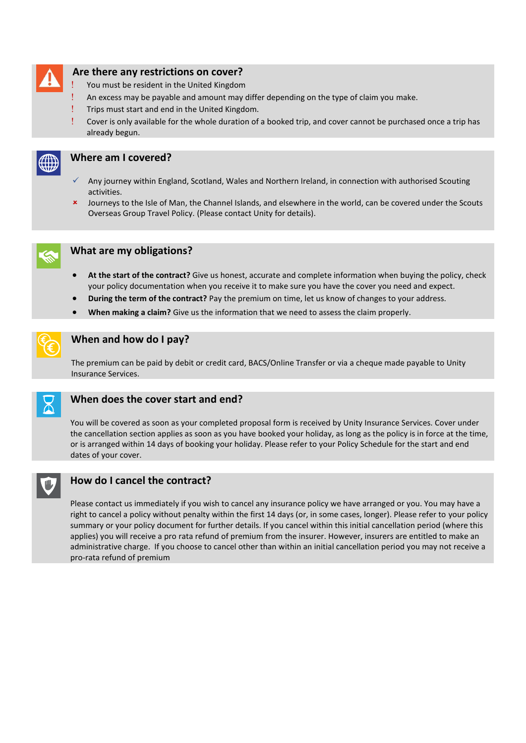## Are there any restrictions on cover?

- ! You must be resident in the United Kingdom
- ! An excess may be payable and amount may differ depending on the type of claim you make.
- ! Trips must start and end in the United Kingdom.
- ! Cover is only available for the whole duration of a booked trip, and cover cannot be purchased once a trip has already begun.

## Where am I covered?

- ✓ Any journey within England, Scotland, Wales and Northern Ireland, in connection with authorised Scouting activities.
- × Journeys to the Isle of Man, the Channel Islands, and elsewhere in the world, can be covered under the Scouts Overseas Group Travel Policy. (Please contact Unity for details).

## What are my obligations?

- **At the start of the contract?** Give us honest, accurate and complete information when buying the policy, check your policy documentation when you receive it to make sure you have the cover you need and expect.
- **During the term of the contract?** Pay the premium on time, let us know of changes to your address.
- **When making a claim?** Give us the information that we need to assess the claim properly.

## When and how do I pay?

The premium can be paid by debit or credit card, BACS/Online Transfer or via a cheque made payable to Unity Insurance Services.

## When does the cover start and end?

You will be covered as soon as your completed proposal form is received by Unity Insurance Services. Cover under the cancellation section applies as soon as you have booked your holiday, as long as the policy is in force at the time, or is arranged within 14 days of booking your holiday. Please refer to your Policy Schedule for the start and end dates of your cover.

## How do I cancel the contract?

Please contact us immediately if you wish to cancel any insurance policy we have arranged or you. You may have a right to cancel a policy without penalty within the first 14 days (or, in some cases, longer). Please refer to your policy summary or your policy document for further details. If you cancel within this initial cancellation period (where this applies) you will receive a pro rata refund of premium from the insurer. However, insurers are entitled to make an administrative charge. If you choose to cancel other than within an initial cancellation period you may not receive a pro-rata refund of premium